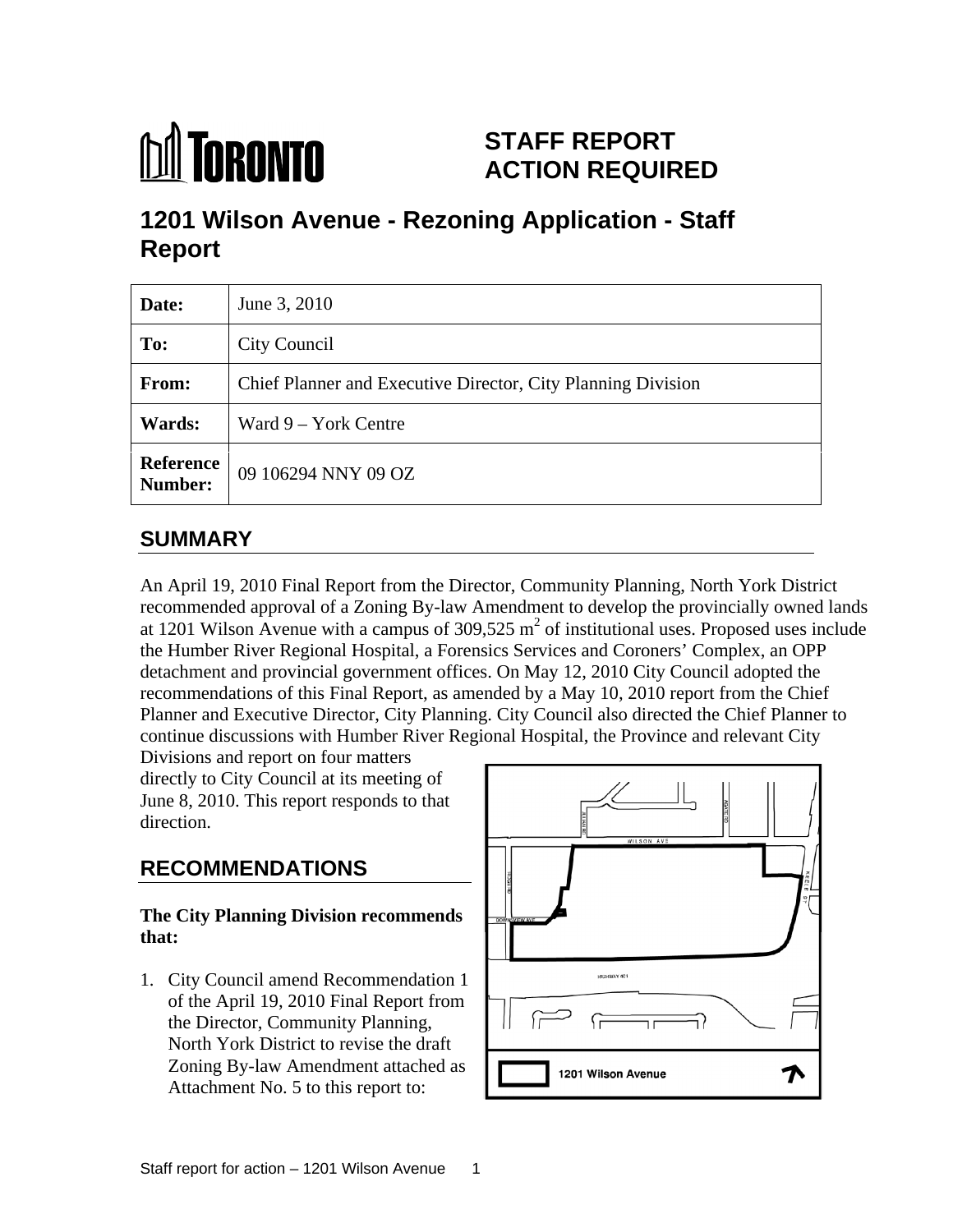# STAFF REPORT ACTION REQUIRED

# 1201 Wilson Avenue - Rezoning Application - Staff Report

| Date: | June 3, 2010 |
|---|---|
| To: | City Council |
| From: | Chief Planner and Executive Director, City Planning Division |
| Wards: | Ward 9 – York Centre |
| Reference Number: | 09 106294 NNY 09 OZ |

## SUMMARY

An April 19, 2010 Final Report from the Director, Community Planning, North York District recommended approval of a Zoning By-law Amendment to develop the provincially owned lands at 1201 Wilson Avenue with a campus of 309,525 $m^2$ of institutional uses. Proposed uses include the Humber River Regional Hospital, a Forensics Services and Coroners' Complex, an OPP detachment and provincial government offices. On May 12, 2010 City Council adopted the recommendations of this Final Report, as amended by a May 10, 2010 report from the Chief Planner and Executive Director, City Planning. City Council also directed the Chief Planner to continue discussions with Humber River Regional Hospital, the Province and relevant City Divisions and report on four matters directly to City Council at its meeting of June 8, 2010. This report responds to that direction.

## RECOMMENDATIONS

**The City Planning Division recommends that:**

1. City Council amend Recommendation 1 of the April 19, 2010 Final Report from the Director, Community Planning, North York District to revise the draft Zoning By-law Amendment attached as Attachment No. 5 to this report to: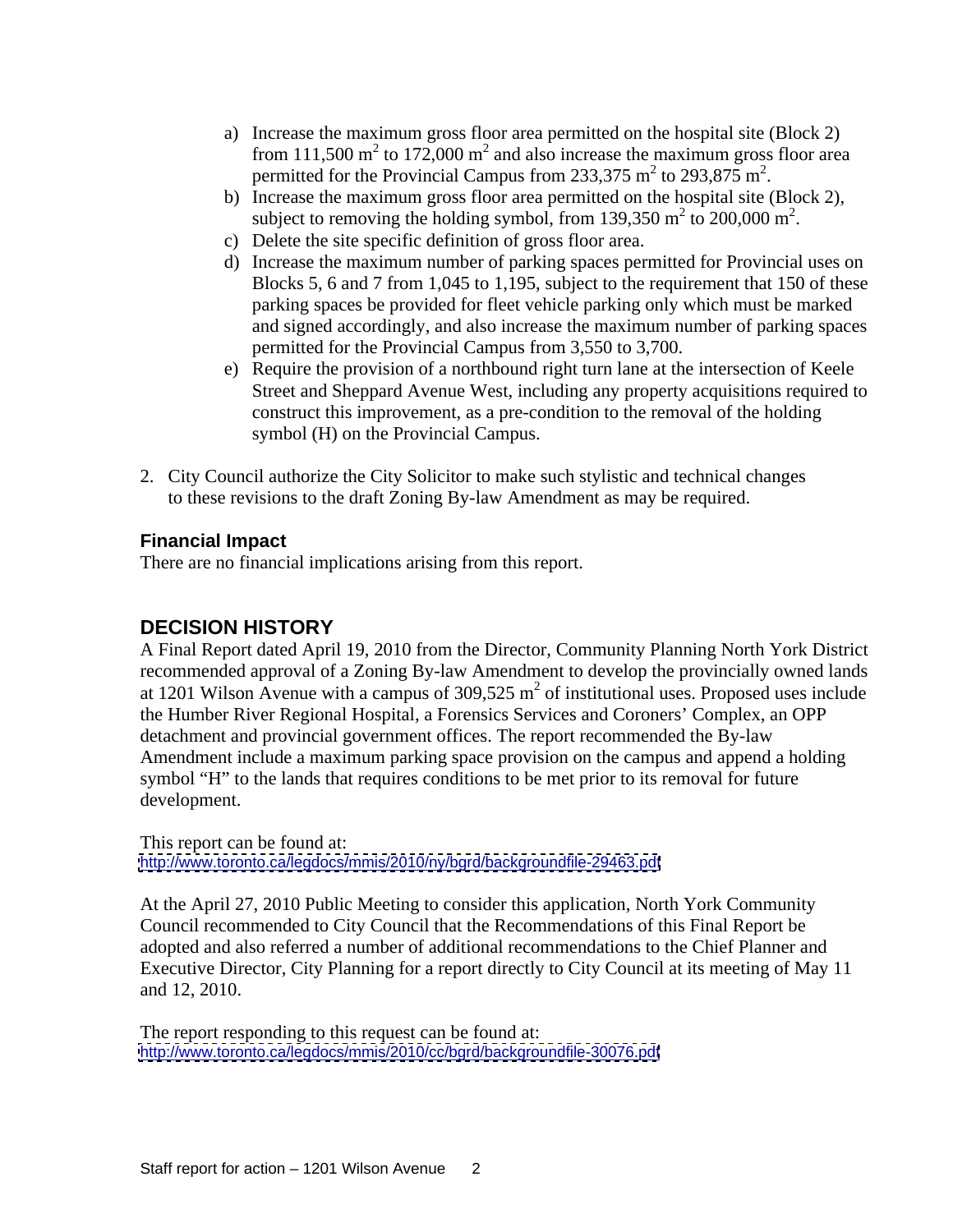a) Increase the maximum gross floor area permitted on the hospital site (Block 2) from 111,500 $m^2$ to 172,000 $m^2$ and also increase the maximum gross floor area permitted for the Provincial Campus from 233,375 $m^2$ to 293,875 $m^2$.
b) Increase the maximum gross floor area permitted on the hospital site (Block 2), subject to removing the holding symbol, from 139,350 $m^2$ to 200,000 $m^2$.
c) Delete the site specific definition of gross floor area.
d) Increase the maximum number of parking spaces permitted for Provincial uses on Blocks 5, 6 and 7 from 1,045 to 1,195, subject to the requirement that 150 of these parking spaces be provided for fleet vehicle parking only which must be marked and signed accordingly, and also increase the maximum number of parking spaces permitted for the Provincial Campus from 3,550 to 3,700.
e) Require the provision of a northbound right turn lane at the intersection of Keele Street and Sheppard Avenue West, including any property acquisitions required to construct this improvement, as a pre-condition to the removal of the holding symbol (H) on the Provincial Campus.

2. City Council authorize the City Solicitor to make such stylistic and technical changes to these revisions to the draft Zoning By-law Amendment as may be required.

### Financial Impact

There are no financial implications arising from this report.

## DECISION HISTORY

A Final Report dated April 19, 2010 from the Director, Community Planning North York District recommended approval of a Zoning By-law Amendment to develop the provincially owned lands at 1201 Wilson Avenue with a campus of 309,525 $m^2$ of institutional uses. Proposed uses include the Humber River Regional Hospital, a Forensics Services and Coroners' Complex, an OPP detachment and provincial government offices. The report recommended the By-law Amendment include a maximum parking space provision on the campus and append a holding symbol "H" to the lands that requires conditions to be met prior to its removal for future development.

This report can be found at:
http://www.toronto.ca/legdocs/mmis/2010/ny/bgrd/backgroundfile-29463.pdf

At the April 27, 2010 Public Meeting to consider this application, North York Community Council recommended to City Council that the Recommendations of this Final Report be adopted and also referred a number of additional recommendations to the Chief Planner and Executive Director, City Planning for a report directly to City Council at its meeting of May 11 and 12, 2010.

The report responding to this request can be found at:
http://www.toronto.ca/legdocs/mmis/2010/cc/bgrd/backgroundfile-30076.pdf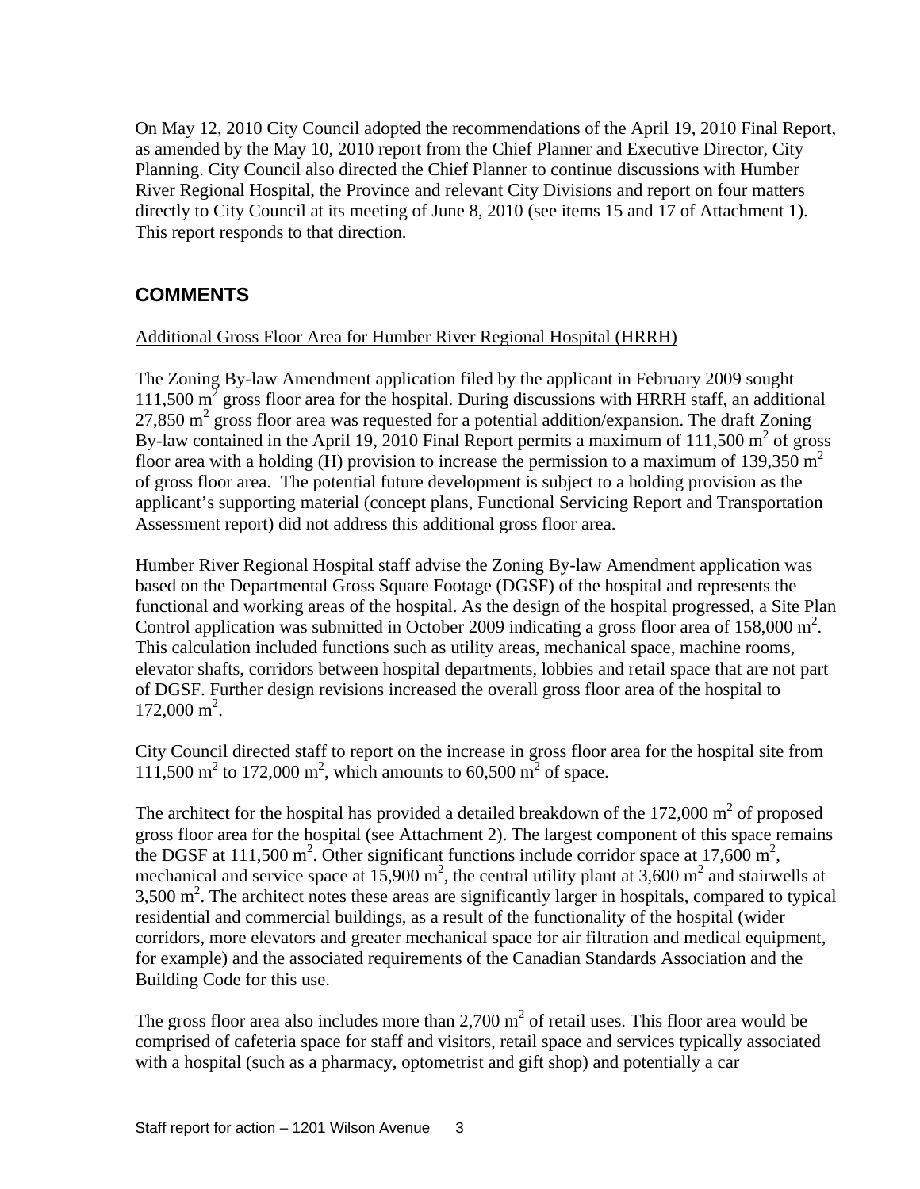On May 12, 2010 City Council adopted the recommendations of the April 19, 2010 Final Report, as amended by the May 10, 2010 report from the Chief Planner and Executive Director, City Planning. City Council also directed the Chief Planner to continue discussions with Humber River Regional Hospital, the Province and relevant City Divisions and report on four matters directly to City Council at its meeting of June 8, 2010 (see items 15 and 17 of Attachment 1). This report responds to that direction.

## COMMENTS

Additional Gross Floor Area for Humber River Regional Hospital (HRRH)

The Zoning By-law Amendment application filed by the applicant in February 2009 sought 111,500 $m^2$ gross floor area for the hospital. During discussions with HRRH staff, an additional 27,850 $m^2$ gross floor area was requested for a potential addition/expansion. The draft Zoning By-law contained in the April 19, 2010 Final Report permits a maximum of 111,500 $m^2$ of gross floor area with a holding (H) provision to increase the permission to a maximum of 139,350 $m^2$ of gross floor area. The potential future development is subject to a holding provision as the applicant's supporting material (concept plans, Functional Servicing Report and Transportation Assessment report) did not address this additional gross floor area.

Humber River Regional Hospital staff advise the Zoning By-law Amendment application was based on the Departmental Gross Square Footage (DGSF) of the hospital and represents the functional and working areas of the hospital. As the design of the hospital progressed, a Site Plan Control application was submitted in October 2009 indicating a gross floor area of 158,000 $m^2$. This calculation included functions such as utility areas, mechanical space, machine rooms, elevator shafts, corridors between hospital departments, lobbies and retail space that are not part of DGSF. Further design revisions increased the overall gross floor area of the hospital to 172,000 $m^2$.

City Council directed staff to report on the increase in gross floor area for the hospital site from 111,500 $m^2$ to 172,000 $m^2$, which amounts to 60,500 $m^2$ of space.

The architect for the hospital has provided a detailed breakdown of the 172,000 $m^2$ of proposed gross floor area for the hospital (see Attachment 2). The largest component of this space remains the DGSF at 111,500 $m^2$. Other significant functions include corridor space at 17,600 $m^2$, mechanical and service space at 15,900 $m^2$, the central utility plant at 3,600 $m^2$ and stairwells at 3,500 $m^2$. The architect notes these areas are significantly larger in hospitals, compared to typical residential and commercial buildings, as a result of the functionality of the hospital (wider corridors, more elevators and greater mechanical space for air filtration and medical equipment, for example) and the associated requirements of the Canadian Standards Association and the Building Code for this use.

The gross floor area also includes more than 2,700 $m^2$ of retail uses. This floor area would be comprised of cafeteria space for staff and visitors, retail space and services typically associated with a hospital (such as a pharmacy, optometrist and gift shop) and potentially a car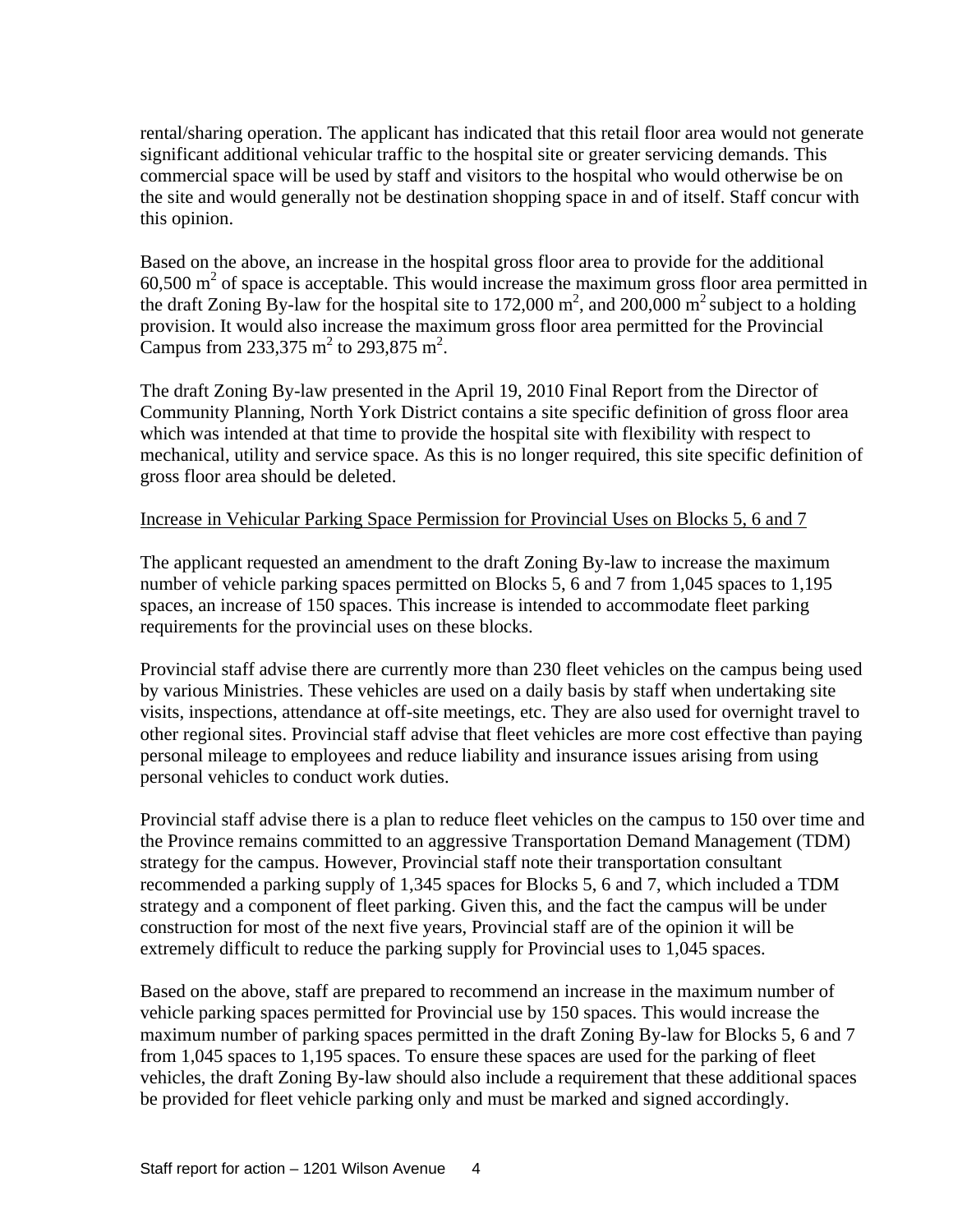rental/sharing operation. The applicant has indicated that this retail floor area would not generate significant additional vehicular traffic to the hospital site or greater servicing demands. This commercial space will be used by staff and visitors to the hospital who would otherwise be on the site and would generally not be destination shopping space in and of itself. Staff concur with this opinion.

Based on the above, an increase in the hospital gross floor area to provide for the additional 60,500 $m^2$ of space is acceptable. This would increase the maximum gross floor area permitted in the draft Zoning By-law for the hospital site to 172,000 $m^2$, and 200,000 $m^2$ subject to a holding provision. It would also increase the maximum gross floor area permitted for the Provincial Campus from 233,375 $m^2$ to 293,875 $m^2$.

The draft Zoning By-law presented in the April 19, 2010 Final Report from the Director of Community Planning, North York District contains a site specific definition of gross floor area which was intended at that time to provide the hospital site with flexibility with respect to mechanical, utility and service space. As this is no longer required, this site specific definition of gross floor area should be deleted.

Increase in Vehicular Parking Space Permission for Provincial Uses on Blocks 5, 6 and 7

The applicant requested an amendment to the draft Zoning By-law to increase the maximum number of vehicle parking spaces permitted on Blocks 5, 6 and 7 from 1,045 spaces to 1,195 spaces, an increase of 150 spaces. This increase is intended to accommodate fleet parking requirements for the provincial uses on these blocks.

Provincial staff advise there are currently more than 230 fleet vehicles on the campus being used by various Ministries. These vehicles are used on a daily basis by staff when undertaking site visits, inspections, attendance at off-site meetings, etc. They are also used for overnight travel to other regional sites. Provincial staff advise that fleet vehicles are more cost effective than paying personal mileage to employees and reduce liability and insurance issues arising from using personal vehicles to conduct work duties.

Provincial staff advise there is a plan to reduce fleet vehicles on the campus to 150 over time and the Province remains committed to an aggressive Transportation Demand Management (TDM) strategy for the campus. However, Provincial staff note their transportation consultant recommended a parking supply of 1,345 spaces for Blocks 5, 6 and 7, which included a TDM strategy and a component of fleet parking. Given this, and the fact the campus will be under construction for most of the next five years, Provincial staff are of the opinion it will be extremely difficult to reduce the parking supply for Provincial uses to 1,045 spaces.

Based on the above, staff are prepared to recommend an increase in the maximum number of vehicle parking spaces permitted for Provincial use by 150 spaces. This would increase the maximum number of parking spaces permitted in the draft Zoning By-law for Blocks 5, 6 and 7 from 1,045 spaces to 1,195 spaces. To ensure these spaces are used for the parking of fleet vehicles, the draft Zoning By-law should also include a requirement that these additional spaces be provided for fleet vehicle parking only and must be marked and signed accordingly.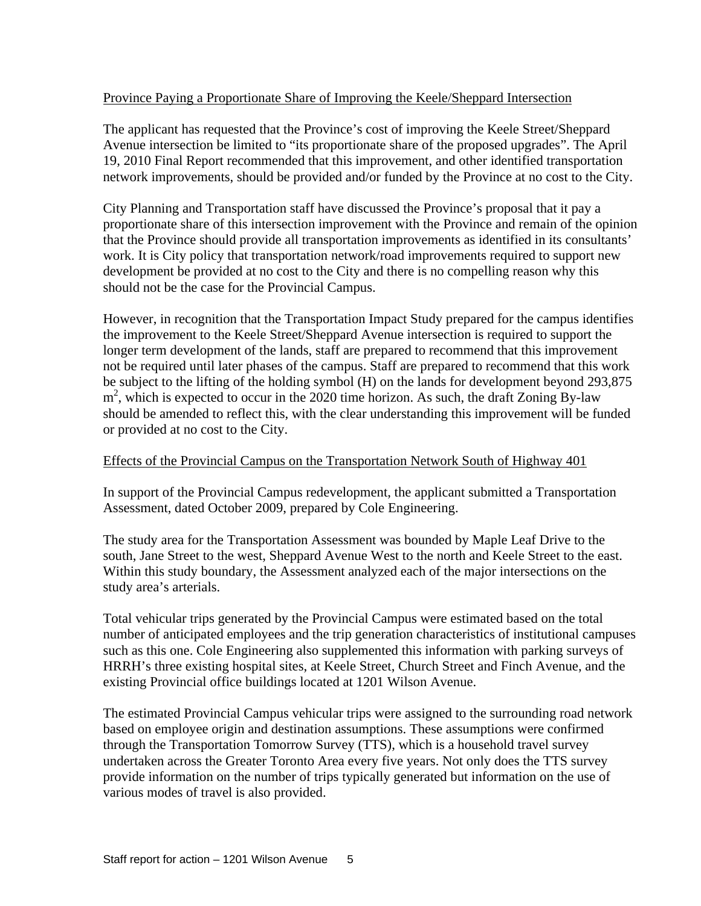Province Paying a Proportionate Share of Improving the Keele/Sheppard Intersection

The applicant has requested that the Province's cost of improving the Keele Street/Sheppard Avenue intersection be limited to "its proportionate share of the proposed upgrades". The April 19, 2010 Final Report recommended that this improvement, and other identified transportation network improvements, should be provided and/or funded by the Province at no cost to the City.

City Planning and Transportation staff have discussed the Province's proposal that it pay a proportionate share of this intersection improvement with the Province and remain of the opinion that the Province should provide all transportation improvements as identified in its consultants' work. It is City policy that transportation network/road improvements required to support new development be provided at no cost to the City and there is no compelling reason why this should not be the case for the Provincial Campus.

However, in recognition that the Transportation Impact Study prepared for the campus identifies the improvement to the Keele Street/Sheppard Avenue intersection is required to support the longer term development of the lands, staff are prepared to recommend that this improvement not be required until later phases of the campus. Staff are prepared to recommend that this work be subject to the lifting of the holding symbol (H) on the lands for development beyond 293,875 $m^2$, which is expected to occur in the 2020 time horizon. As such, the draft Zoning By-law should be amended to reflect this, with the clear understanding this improvement will be funded or provided at no cost to the City.

Effects of the Provincial Campus on the Transportation Network South of Highway 401

In support of the Provincial Campus redevelopment, the applicant submitted a Transportation Assessment, dated October 2009, prepared by Cole Engineering.

The study area for the Transportation Assessment was bounded by Maple Leaf Drive to the south, Jane Street to the west, Sheppard Avenue West to the north and Keele Street to the east. Within this study boundary, the Assessment analyzed each of the major intersections on the study area's arterials.

Total vehicular trips generated by the Provincial Campus were estimated based on the total number of anticipated employees and the trip generation characteristics of institutional campuses such as this one. Cole Engineering also supplemented this information with parking surveys of HRRH's three existing hospital sites, at Keele Street, Church Street and Finch Avenue, and the existing Provincial office buildings located at 1201 Wilson Avenue.

The estimated Provincial Campus vehicular trips were assigned to the surrounding road network based on employee origin and destination assumptions. These assumptions were confirmed through the Transportation Tomorrow Survey (TTS), which is a household travel survey undertaken across the Greater Toronto Area every five years. Not only does the TTS survey provide information on the number of trips typically generated but information on the use of various modes of travel is also provided.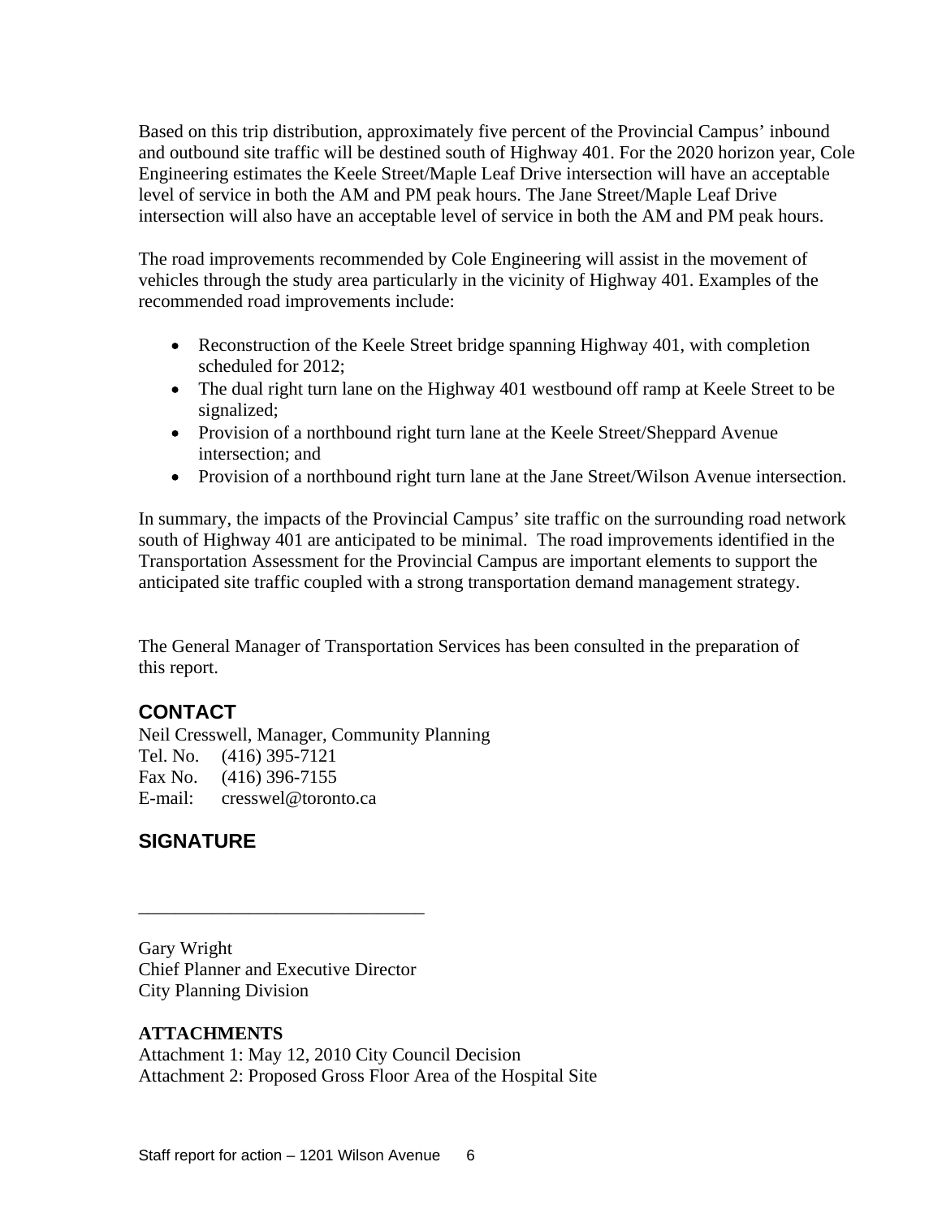Based on this trip distribution, approximately five percent of the Provincial Campus' inbound and outbound site traffic will be destined south of Highway 401. For the 2020 horizon year, Cole Engineering estimates the Keele Street/Maple Leaf Drive intersection will have an acceptable level of service in both the AM and PM peak hours. The Jane Street/Maple Leaf Drive intersection will also have an acceptable level of service in both the AM and PM peak hours.

The road improvements recommended by Cole Engineering will assist in the movement of vehicles through the study area particularly in the vicinity of Highway 401. Examples of the recommended road improvements include:

- Reconstruction of the Keele Street bridge spanning Highway 401, with completion scheduled for 2012;
- The dual right turn lane on the Highway 401 westbound off ramp at Keele Street to be signalized;
- Provision of a northbound right turn lane at the Keele Street/Sheppard Avenue intersection; and
- Provision of a northbound right turn lane at the Jane Street/Wilson Avenue intersection.

In summary, the impacts of the Provincial Campus' site traffic on the surrounding road network south of Highway 401 are anticipated to be minimal. The road improvements identified in the Transportation Assessment for the Provincial Campus are important elements to support the anticipated site traffic coupled with a strong transportation demand management strategy.

The General Manager of Transportation Services has been consulted in the preparation of this report.

## CONTACT

Neil Cresswell, Manager, Community Planning
Tel. No. (416) 395-7121
Fax No. (416) 396-7155
E-mail: cresswel@toronto.ca

## SIGNATURE

_______________________________

Gary Wright
Chief Planner and Executive Director
City Planning Division

**ATTACHMENTS**
Attachment 1: May 12, 2010 City Council Decision
Attachment 2: Proposed Gross Floor Area of the Hospital Site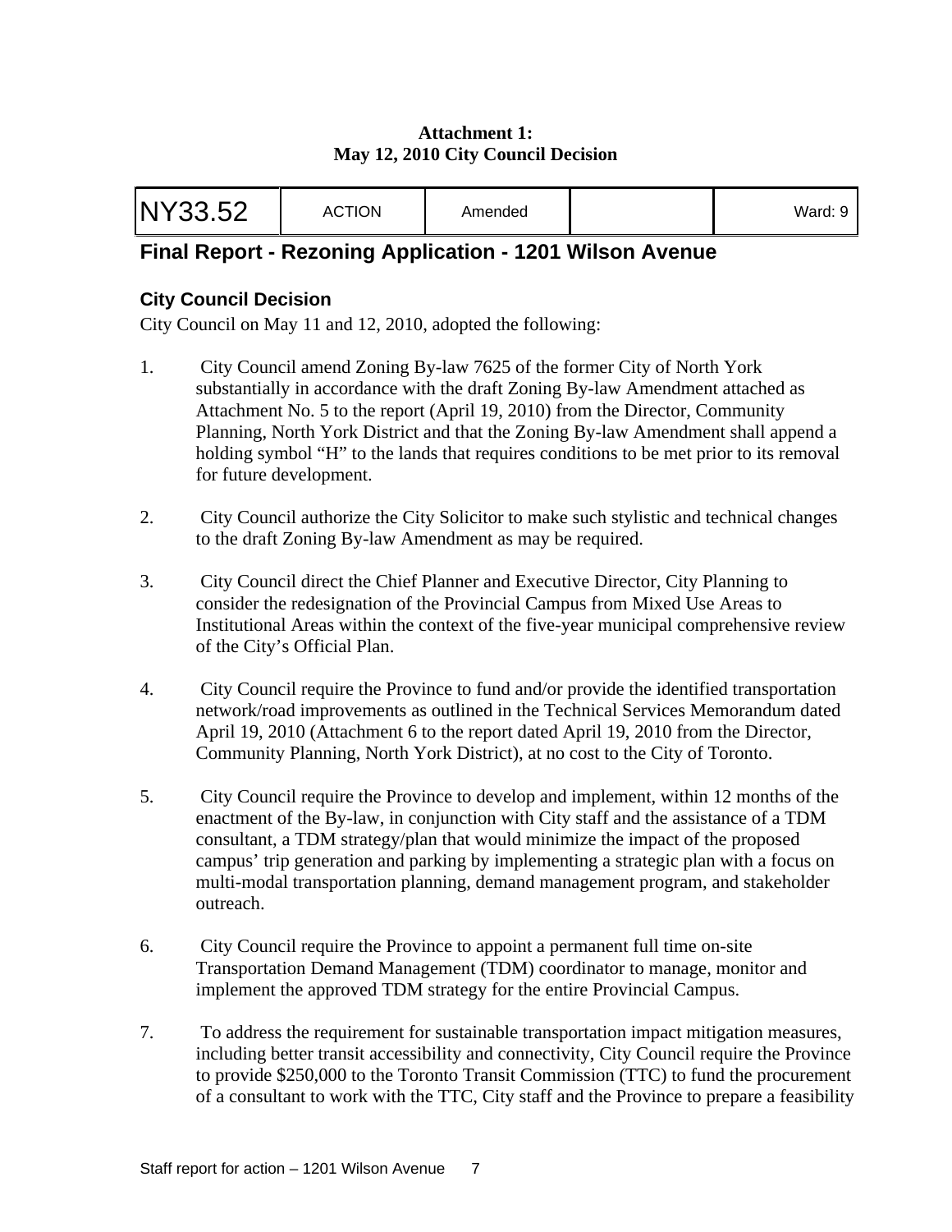**Attachment 1:**
**May 12, 2010 City Council Decision**

| NY33.52 | ACTION | Amended | | Ward: 9 |
|---|---|---|---|---|

## Final Report - Rezoning Application - 1201 Wilson Avenue

### City Council Decision

City Council on May 11 and 12, 2010, adopted the following:

1. City Council amend Zoning By-law 7625 of the former City of North York substantially in accordance with the draft Zoning By-law Amendment attached as Attachment No. 5 to the report (April 19, 2010) from the Director, Community Planning, North York District and that the Zoning By-law Amendment shall append a holding symbol "H" to the lands that requires conditions to be met prior to its removal for future development.

2. City Council authorize the City Solicitor to make such stylistic and technical changes to the draft Zoning By-law Amendment as may be required.

3. City Council direct the Chief Planner and Executive Director, City Planning to consider the redesignation of the Provincial Campus from Mixed Use Areas to Institutional Areas within the context of the five-year municipal comprehensive review of the City's Official Plan.

4. City Council require the Province to fund and/or provide the identified transportation network/road improvements as outlined in the Technical Services Memorandum dated April 19, 2010 (Attachment 6 to the report dated April 19, 2010 from the Director, Community Planning, North York District), at no cost to the City of Toronto.

5. City Council require the Province to develop and implement, within 12 months of the enactment of the By-law, in conjunction with City staff and the assistance of a TDM consultant, a TDM strategy/plan that would minimize the impact of the proposed campus' trip generation and parking by implementing a strategic plan with a focus on multi-modal transportation planning, demand management program, and stakeholder outreach.

6. City Council require the Province to appoint a permanent full time on-site Transportation Demand Management (TDM) coordinator to manage, monitor and implement the approved TDM strategy for the entire Provincial Campus.

7. To address the requirement for sustainable transportation impact mitigation measures, including better transit accessibility and connectivity, City Council require the Province to provide $250,000 to the Toronto Transit Commission (TTC) to fund the procurement of a consultant to work with the TTC, City staff and the Province to prepare a feasibility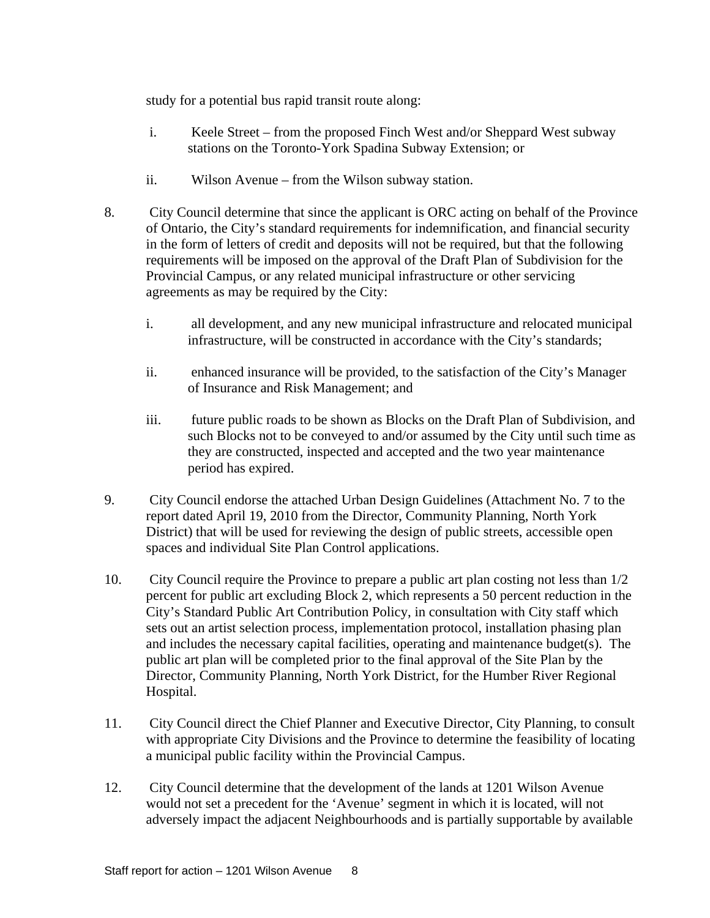study for a potential bus rapid transit route along:

i. Keele Street – from the proposed Finch West and/or Sheppard West subway stations on the Toronto-York Spadina Subway Extension; or

ii. Wilson Avenue – from the Wilson subway station.

8. City Council determine that since the applicant is ORC acting on behalf of the Province of Ontario, the City's standard requirements for indemnification, and financial security in the form of letters of credit and deposits will not be required, but that the following requirements will be imposed on the approval of the Draft Plan of Subdivision for the Provincial Campus, or any related municipal infrastructure or other servicing agreements as may be required by the City:

   i. all development, and any new municipal infrastructure and relocated municipal infrastructure, will be constructed in accordance with the City's standards;

   ii. enhanced insurance will be provided, to the satisfaction of the City's Manager of Insurance and Risk Management; and

   iii. future public roads to be shown as Blocks on the Draft Plan of Subdivision, and such Blocks not to be conveyed to and/or assumed by the City until such time as they are constructed, inspected and accepted and the two year maintenance period has expired.

9. City Council endorse the attached Urban Design Guidelines (Attachment No. 7 to the report dated April 19, 2010 from the Director, Community Planning, North York District) that will be used for reviewing the design of public streets, accessible open spaces and individual Site Plan Control applications.

10. City Council require the Province to prepare a public art plan costing not less than 1/2 percent for public art excluding Block 2, which represents a 50 percent reduction in the City's Standard Public Art Contribution Policy, in consultation with City staff which sets out an artist selection process, implementation protocol, installation phasing plan and includes the necessary capital facilities, operating and maintenance budget(s). The public art plan will be completed prior to the final approval of the Site Plan by the Director, Community Planning, North York District, for the Humber River Regional Hospital.

11. City Council direct the Chief Planner and Executive Director, City Planning, to consult with appropriate City Divisions and the Province to determine the feasibility of locating a municipal public facility within the Provincial Campus.

12. City Council determine that the development of the lands at 1201 Wilson Avenue would not set a precedent for the 'Avenue' segment in which it is located, will not adversely impact the adjacent Neighbourhoods and is partially supportable by available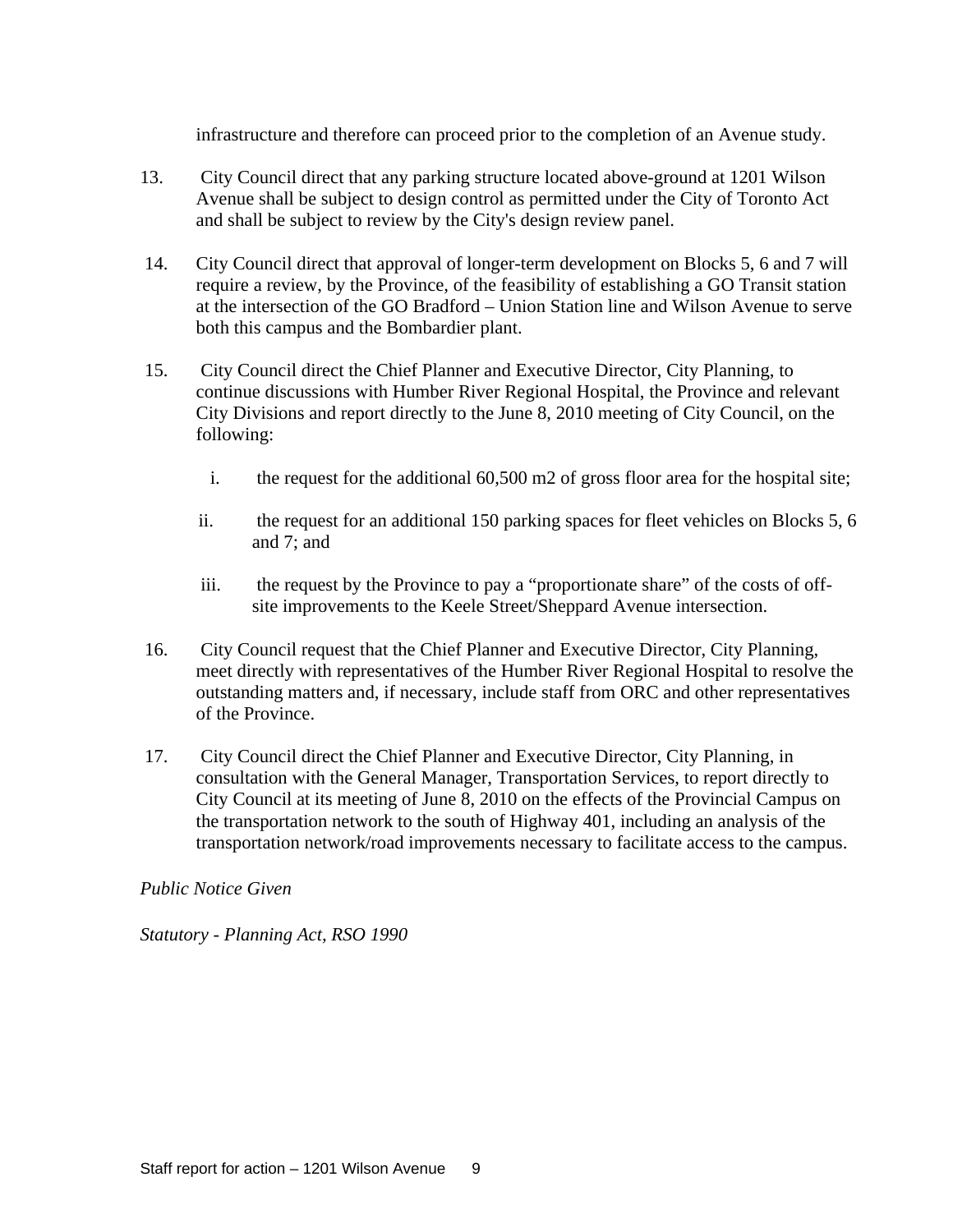infrastructure and therefore can proceed prior to the completion of an Avenue study.

13. City Council direct that any parking structure located above-ground at 1201 Wilson Avenue shall be subject to design control as permitted under the City of Toronto Act and shall be subject to review by the City's design review panel.

14. City Council direct that approval of longer-term development on Blocks 5, 6 and 7 will require a review, by the Province, of the feasibility of establishing a GO Transit station at the intersection of the GO Bradford – Union Station line and Wilson Avenue to serve both this campus and the Bombardier plant.

15. City Council direct the Chief Planner and Executive Director, City Planning, to continue discussions with Humber River Regional Hospital, the Province and relevant City Divisions and report directly to the June 8, 2010 meeting of City Council, on the following:

    i. the request for the additional 60,500 m2 of gross floor area for the hospital site;

    ii. the request for an additional 150 parking spaces for fleet vehicles on Blocks 5, 6 and 7; and

    iii. the request by the Province to pay a "proportionate share" of the costs of off-site improvements to the Keele Street/Sheppard Avenue intersection.

16. City Council request that the Chief Planner and Executive Director, City Planning, meet directly with representatives of the Humber River Regional Hospital to resolve the outstanding matters and, if necessary, include staff from ORC and other representatives of the Province.

17. City Council direct the Chief Planner and Executive Director, City Planning, in consultation with the General Manager, Transportation Services, to report directly to City Council at its meeting of June 8, 2010 on the effects of the Provincial Campus on the transportation network to the south of Highway 401, including an analysis of the transportation network/road improvements necessary to facilitate access to the campus.

*Public Notice Given*

*Statutory - Planning Act, RSO 1990*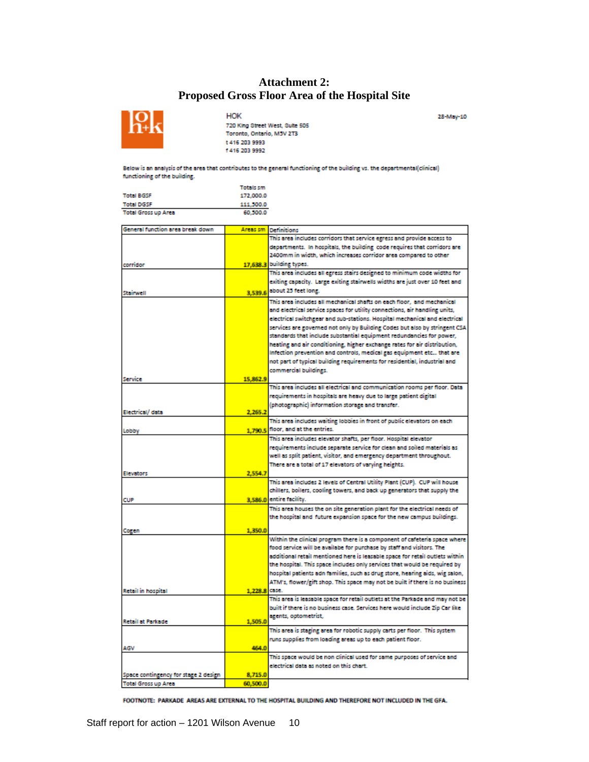# Attachment 2:
# Proposed Gross Floor Area of the Hospital Site

HOK
720 King Street West, Suite 505
Toronto, Ontario, M5V 2T3
t 416 203 9993
f 416 203 9992

28-May-10

Below is an analysis of the area that contributes to the general functioning of the building vs. the departmental(clinical) functioning of the building.

| | Totals sm |
|---|---|
| Total BGSF | 172,000.0 |
| Total DGSF | 111,500.0 |
| Total Gross up Area | 60,500.0 |

| General function area break down | Areas sm | Definitions |
|---|---|---|
| corridor | 17,638.3 | This area includes corridors that service egress and provide access to departments. In hospitals, the building code requires that corridors are 2400mm in width, which increases corridor area compared to other building types. |
| Stairwell | 3,539.6 | This area includes all egress stairs designed to minimum code widths for exiting capacity. Large exiting stairwells widths are just over 10 feet and about 25 feet long. |
| Service | 15,862.9 | This area includes all mechanical shafts on each floor, and mechanical and electrical service spaces for utility connections, air handling units, electrical switchgear and sub-stations. Hospital mechanical and electrical services are governed not only by Building Codes but also by stringent CSA standards that include substantial equipment redundancies for power, heating and air conditioning, higher exchange rates for air distribution, infection prevention and controls, medical gas equipment etc... that are not part of typical building requirements for residential, industrial and commercial buildings. |
| Electrical/ data | 2,265.2 | This area includes all electrical and communication rooms per floor. Data requirements in hospitals are heavy due to large patient digital (photographic) information storage and transfer. |
| Lobby | 1,790.5 | This area includes waiting lobbies in front of public elevators on each floor, and at the entries. |
| Elevators | 2,554.7 | This area includes elevator shafts, per floor. Hospital elevator requirements include separate service for clean and soiled materials as well as split patient, visitor, and emergency department throughout. There are a total of 17 elevators of varying heights. |
| CUP | 3,586.0 | This area includes 2 levels of Central Utility Plant (CUP). CUP will house chillers, boilers, cooling towers, and back up generators that supply the entire facility. |
| Cogen | 1,350.0 | This area houses the on site generation plant for the electrical needs of the hospital and future expansion space for the new campus buildings. |
| Retail in hospital | 1,228.8 | Within the clinical program there is a component of cafeteria space where food service will be availabe for purchase by staff and visitors. The additional retail mentioned here is leasable space for retail outlets within the hospital. This space includes only services that would be required by hospital patients adn families, such as drug store, hearing aids, wig salon, ATM's, flower/gift shop. This space may not be built if there is no business case. |
| Retail at Parkade | 1,505.0 | This area is leasable space for retail outlets at the Parkade and may not be built if there is no business case. Services here would include Zip Car like agents, optometrist, |
| AGV | 464.0 | This area is staging area for robotic supply carts per floor. This system runs supplies from loading areas up to each patient floor. |
| Space contingency for stage 2 design | 8,715.0 | This space would be non clinical used for same purposes of service and electrical data as noted on this chart. |
| Total Gross up Area | 60,500.0 | |

FOOTNOTE: PARKADE AREAS ARE EXTERNAL TO THE HOSPITAL BUILDING AND THEREFORE NOT INCLUDED IN THE GFA.

Staff report for action – 1201 Wilson Avenue